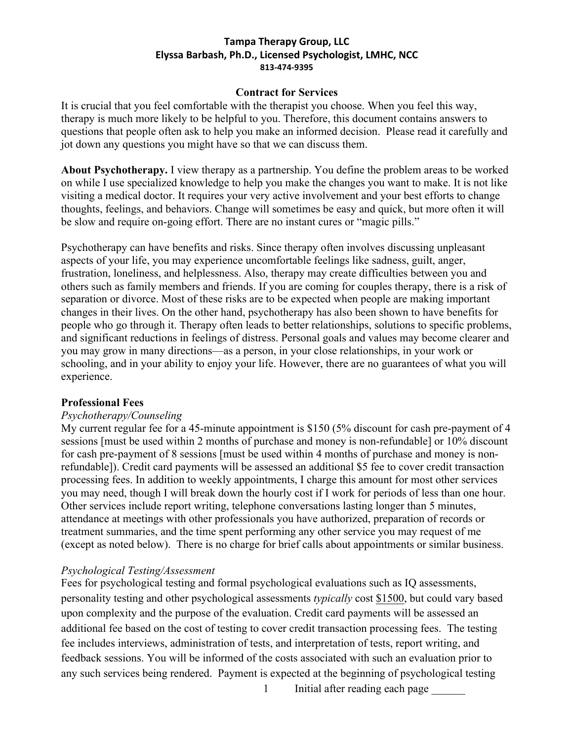**Tampa Therapy Group, LLC**
**Elyssa Barbash, Ph.D., Licensed Psychologist, LMHC, NCC**
**813-474-9395**

## Contract for Services

It is crucial that you feel comfortable with the therapist you choose. When you feel this way, therapy is much more likely to be helpful to you. Therefore, this document contains answers to questions that people often ask to help you make an informed decision. Please read it carefully and jot down any questions you might have so that we can discuss them.

**About Psychotherapy.** I view therapy as a partnership. You define the problem areas to be worked on while I use specialized knowledge to help you make the changes you want to make. It is not like visiting a medical doctor. It requires your very active involvement and your best efforts to change thoughts, feelings, and behaviors. Change will sometimes be easy and quick, but more often it will be slow and require on-going effort. There are no instant cures or "magic pills."

Psychotherapy can have benefits and risks. Since therapy often involves discussing unpleasant aspects of your life, you may experience uncomfortable feelings like sadness, guilt, anger, frustration, loneliness, and helplessness. Also, therapy may create difficulties between you and others such as family members and friends. If you are coming for couples therapy, there is a risk of separation or divorce. Most of these risks are to be expected when people are making important changes in their lives. On the other hand, psychotherapy has also been shown to have benefits for people who go through it. Therapy often leads to better relationships, solutions to specific problems, and significant reductions in feelings of distress. Personal goals and values may become clearer and you may grow in many directions—as a person, in your close relationships, in your work or schooling, and in your ability to enjoy your life. However, there are no guarantees of what you will experience.

### Professional Fees

*Psychotherapy/Counseling*

My current regular fee for a 45-minute appointment is $150 (5% discount for cash pre-payment of 4 sessions [must be used within 2 months of purchase and money is non-refundable] or 10% discount for cash pre-payment of 8 sessions [must be used within 4 months of purchase and money is non-refundable]). Credit card payments will be assessed an additional $5 fee to cover credit transaction processing fees. In addition to weekly appointments, I charge this amount for most other services you may need, though I will break down the hourly cost if I work for periods of less than one hour. Other services include report writing, telephone conversations lasting longer than 5 minutes, attendance at meetings with other professionals you have authorized, preparation of records or treatment summaries, and the time spent performing any other service you may request of me (except as noted below). There is no charge for brief calls about appointments or similar business.

*Psychological Testing/Assessment*

Fees for psychological testing and formal psychological evaluations such as IQ assessments, personality testing and other psychological assessments *typically* cost <u>$1500</u>, but could vary based upon complexity and the purpose of the evaluation. Credit card payments will be assessed an additional fee based on the cost of testing to cover credit transaction processing fees. The testing fee includes interviews, administration of tests, and interpretation of tests, report writing, and feedback sessions. You will be informed of the costs associated with such an evaluation prior to any such services being rendered. Payment is expected at the beginning of psychological testing

Initial after reading each page ______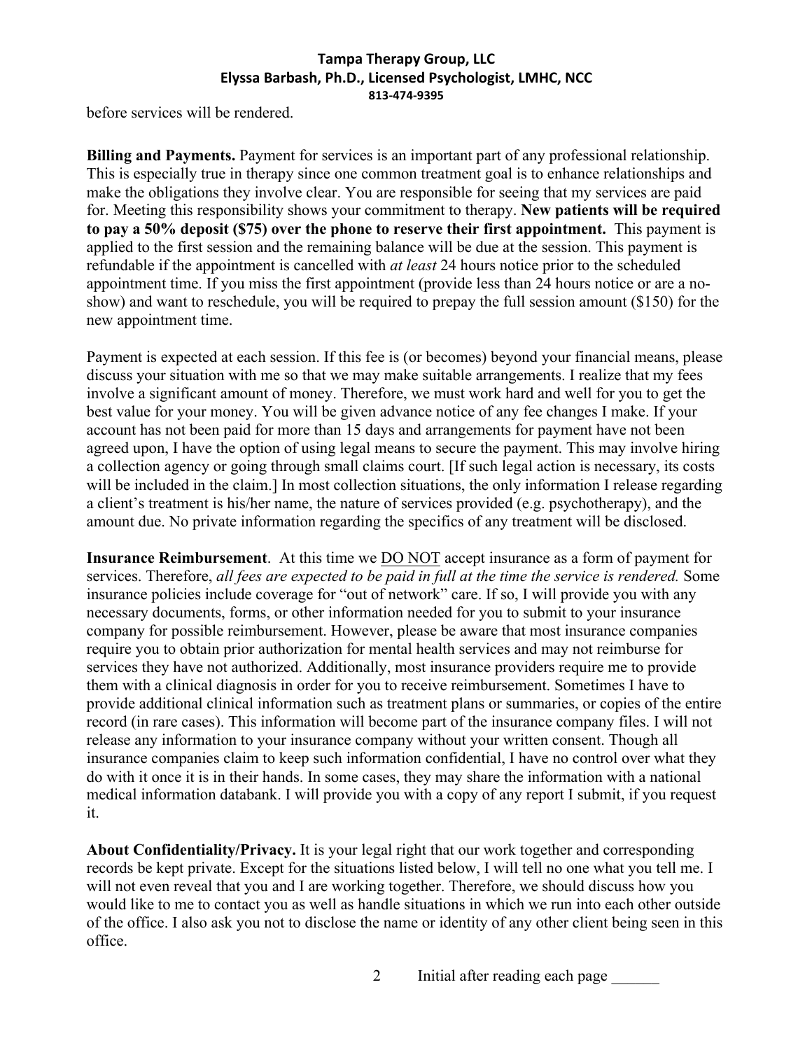before services will be rendered.

**Billing and Payments.** Payment for services is an important part of any professional relationship. This is especially true in therapy since one common treatment goal is to enhance relationships and make the obligations they involve clear. You are responsible for seeing that my services are paid for. Meeting this responsibility shows your commitment to therapy. **New patients will be required to pay a 50% deposit ($75) over the phone to reserve their first appointment.** This payment is applied to the first session and the remaining balance will be due at the session. This payment is refundable if the appointment is cancelled with *at least* 24 hours notice prior to the scheduled appointment time. If you miss the first appointment (provide less than 24 hours notice or are a no-show) and want to reschedule, you will be required to prepay the full session amount ($150) for the new appointment time.

Payment is expected at each session. If this fee is (or becomes) beyond your financial means, please discuss your situation with me so that we may make suitable arrangements. I realize that my fees involve a significant amount of money. Therefore, we must work hard and well for you to get the best value for your money. You will be given advance notice of any fee changes I make. If your account has not been paid for more than 15 days and arrangements for payment have not been agreed upon, I have the option of using legal means to secure the payment. This may involve hiring a collection agency or going through small claims court. [If such legal action is necessary, its costs will be included in the claim.] In most collection situations, the only information I release regarding a client's treatment is his/her name, the nature of services provided (e.g. psychotherapy), and the amount due. No private information regarding the specifics of any treatment will be disclosed.

**Insurance Reimbursement**. At this time we DO NOT accept insurance as a form of payment for services. Therefore, *all fees are expected to be paid in full at the time the service is rendered.* Some insurance policies include coverage for "out of network" care. If so, I will provide you with any necessary documents, forms, or other information needed for you to submit to your insurance company for possible reimbursement. However, please be aware that most insurance companies require you to obtain prior authorization for mental health services and may not reimburse for services they have not authorized. Additionally, most insurance providers require me to provide them with a clinical diagnosis in order for you to receive reimbursement. Sometimes I have to provide additional clinical information such as treatment plans or summaries, or copies of the entire record (in rare cases). This information will become part of the insurance company files. I will not release any information to your insurance company without your written consent. Though all insurance companies claim to keep such information confidential, I have no control over what they do with it once it is in their hands. In some cases, they may share the information with a national medical information databank. I will provide you with a copy of any report I submit, if you request it.

**About Confidentiality/Privacy.** It is your legal right that our work together and corresponding records be kept private. Except for the situations listed below, I will tell no one what you tell me. I will not even reveal that you and I are working together. Therefore, we should discuss how you would like to me to contact you as well as handle situations in which we run into each other outside of the office. I also ask you not to disclose the name or identity of any other client being seen in this office.

Initial after reading each page ______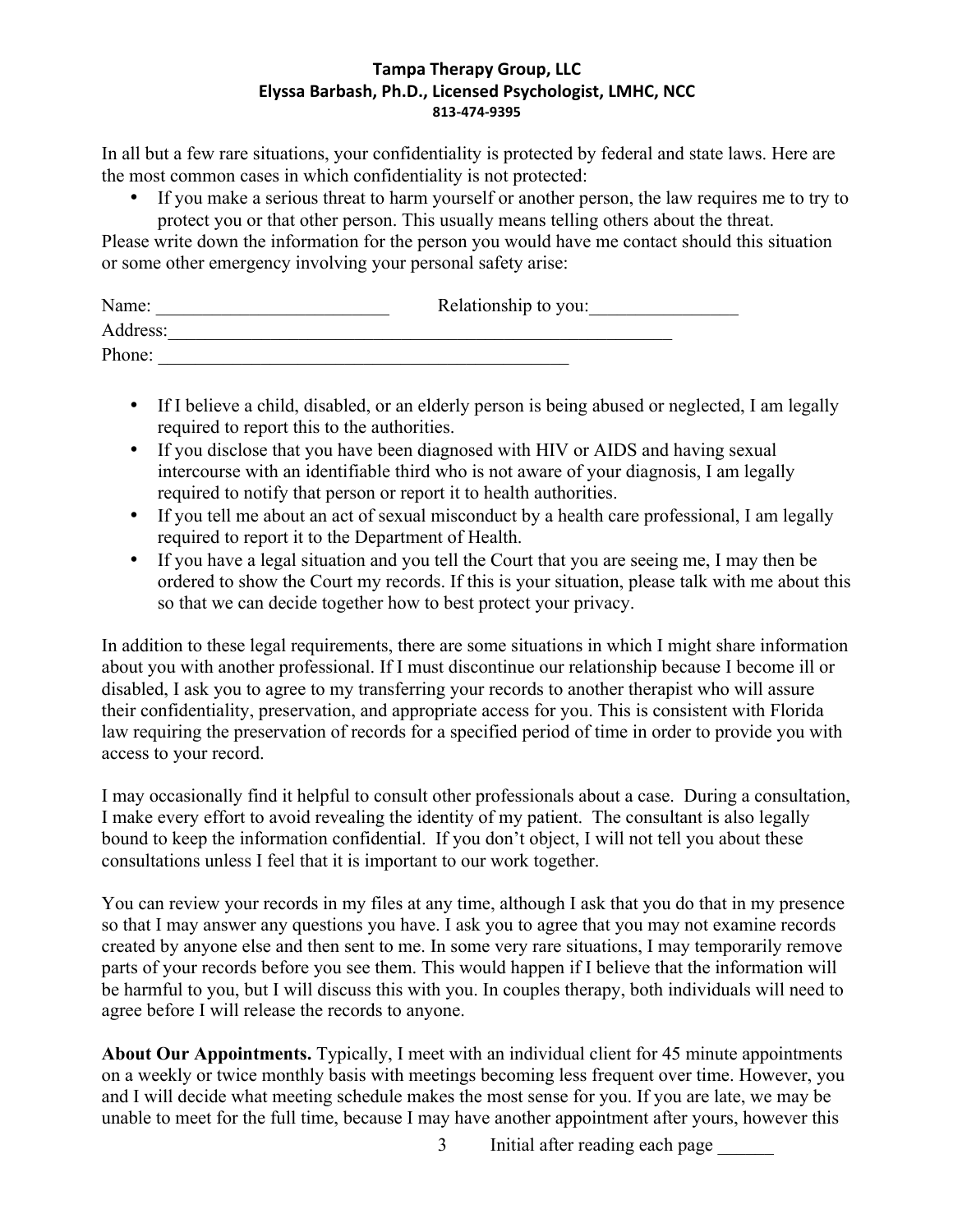In all but a few rare situations, your confidentiality is protected by federal and state laws. Here are the most common cases in which confidentiality is not protected:

- If you make a serious threat to harm yourself or another person, the law requires me to try to protect you or that other person. This usually means telling others about the threat.

Please write down the information for the person you would have me contact should this situation or some other emergency involving your personal safety arise:

Name: _________________________ Relationship to you:________________

Address:_________________________________________________________

Phone: _____________________________________________

- If I believe a child, disabled, or an elderly person is being abused or neglected, I am legally required to report this to the authorities.
- If you disclose that you have been diagnosed with HIV or AIDS and having sexual intercourse with an identifiable third who is not aware of your diagnosis, I am legally required to notify that person or report it to health authorities.
- If you tell me about an act of sexual misconduct by a health care professional, I am legally required to report it to the Department of Health.
- If you have a legal situation and you tell the Court that you are seeing me, I may then be ordered to show the Court my records. If this is your situation, please talk with me about this so that we can decide together how to best protect your privacy.

In addition to these legal requirements, there are some situations in which I might share information about you with another professional. If I must discontinue our relationship because I become ill or disabled, I ask you to agree to my transferring your records to another therapist who will assure their confidentiality, preservation, and appropriate access for you. This is consistent with Florida law requiring the preservation of records for a specified period of time in order to provide you with access to your record.

I may occasionally find it helpful to consult other professionals about a case. During a consultation, I make every effort to avoid revealing the identity of my patient. The consultant is also legally bound to keep the information confidential. If you don't object, I will not tell you about these consultations unless I feel that it is important to our work together.

You can review your records in my files at any time, although I ask that you do that in my presence so that I may answer any questions you have. I ask you to agree that you may not examine records created by anyone else and then sent to me. In some very rare situations, I may temporarily remove parts of your records before you see them. This would happen if I believe that the information will be harmful to you, but I will discuss this with you. In couples therapy, both individuals will need to agree before I will release the records to anyone.

**About Our Appointments.** Typically, I meet with an individual client for 45 minute appointments on a weekly or twice monthly basis with meetings becoming less frequent over time. However, you and I will decide what meeting schedule makes the most sense for you. If you are late, we may be unable to meet for the full time, because I may have another appointment after yours, however this

Initial after reading each page ______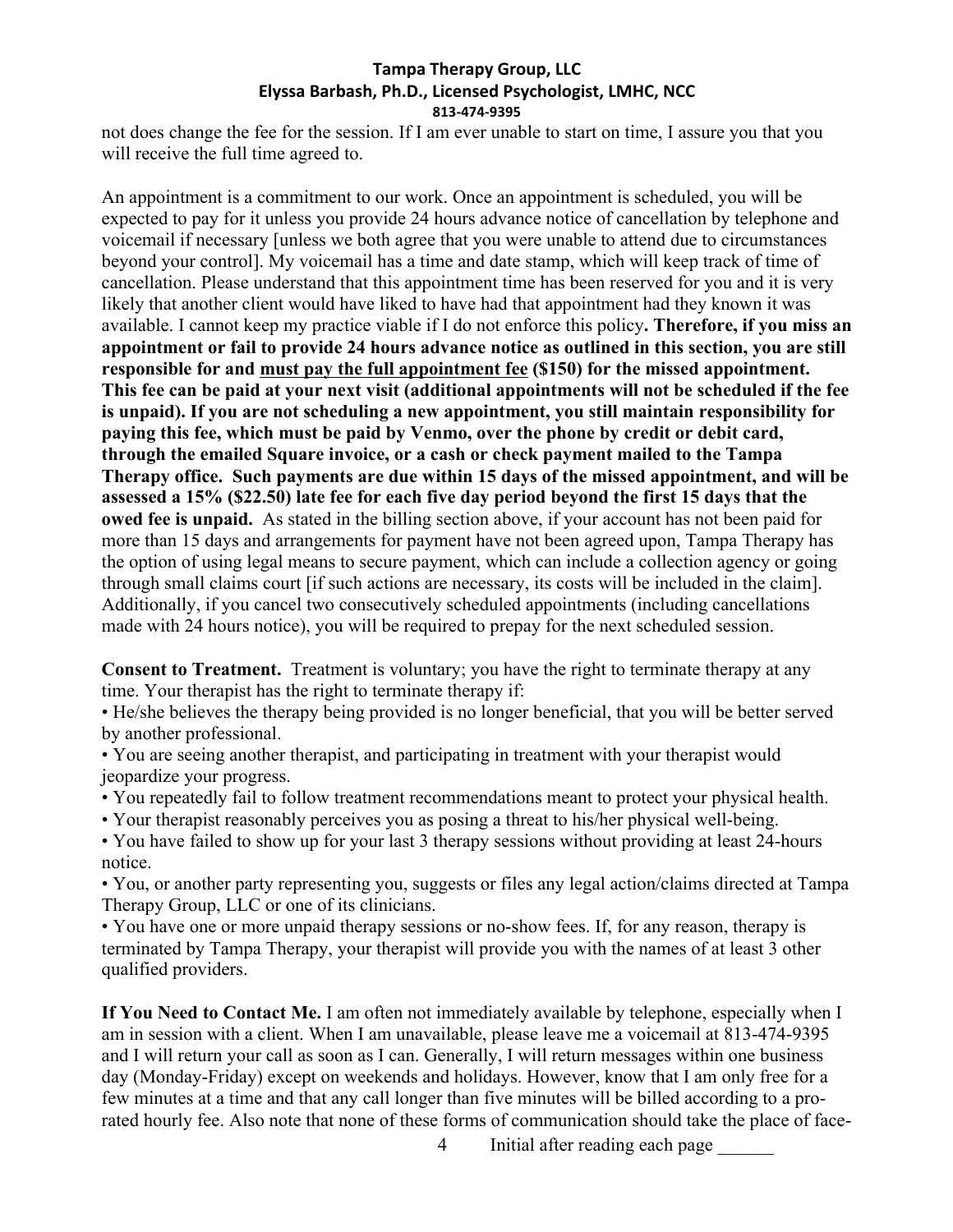not does change the fee for the session. If I am ever unable to start on time, I assure you that you will receive the full time agreed to.

An appointment is a commitment to our work. Once an appointment is scheduled, you will be expected to pay for it unless you provide 24 hours advance notice of cancellation by telephone and voicemail if necessary [unless we both agree that you were unable to attend due to circumstances beyond your control]. My voicemail has a time and date stamp, which will keep track of time of cancellation. Please understand that this appointment time has been reserved for you and it is very likely that another client would have liked to have had that appointment had they known it was available. I cannot keep my practice viable if I do not enforce this policy**. Therefore, if you miss an appointment or fail to provide 24 hours advance notice as outlined in this section, you are still responsible for and <u>must pay the full appointment fee</u> ($150) for the missed appointment. This fee can be paid at your next visit (additional appointments will not be scheduled if the fee is unpaid). If you are not scheduling a new appointment, you still maintain responsibility for paying this fee, which must be paid by Venmo, over the phone by credit or debit card, through the emailed Square invoice, or a cash or check payment mailed to the Tampa Therapy office. Such payments are due within 15 days of the missed appointment, and will be assessed a 15% ($22.50) late fee for each five day period beyond the first 15 days that the owed fee is unpaid.** As stated in the billing section above, if your account has not been paid for more than 15 days and arrangements for payment have not been agreed upon, Tampa Therapy has the option of using legal means to secure payment, which can include a collection agency or going through small claims court [if such actions are necessary, its costs will be included in the claim]. Additionally, if you cancel two consecutively scheduled appointments (including cancellations made with 24 hours notice), you will be required to prepay for the next scheduled session.

**Consent to Treatment.** Treatment is voluntary; you have the right to terminate therapy at any time. Your therapist has the right to terminate therapy if:

- He/she believes the therapy being provided is no longer beneficial, that you will be better served by another professional.
- You are seeing another therapist, and participating in treatment with your therapist would jeopardize your progress.
- You repeatedly fail to follow treatment recommendations meant to protect your physical health.
- Your therapist reasonably perceives you as posing a threat to his/her physical well-being.
- You have failed to show up for your last 3 therapy sessions without providing at least 24-hours notice.
- You, or another party representing you, suggests or files any legal action/claims directed at Tampa Therapy Group, LLC or one of its clinicians.
- You have one or more unpaid therapy sessions or no-show fees. If, for any reason, therapy is terminated by Tampa Therapy, your therapist will provide you with the names of at least 3 other qualified providers.

**If You Need to Contact Me.** I am often not immediately available by telephone, especially when I am in session with a client. When I am unavailable, please leave me a voicemail at 813-474-9395 and I will return your call as soon as I can. Generally, I will return messages within one business day (Monday-Friday) except on weekends and holidays. However, know that I am only free for a few minutes at a time and that any call longer than five minutes will be billed according to a pro-rated hourly fee. Also note that none of these forms of communication should take the place of face-

Initial after reading each page ______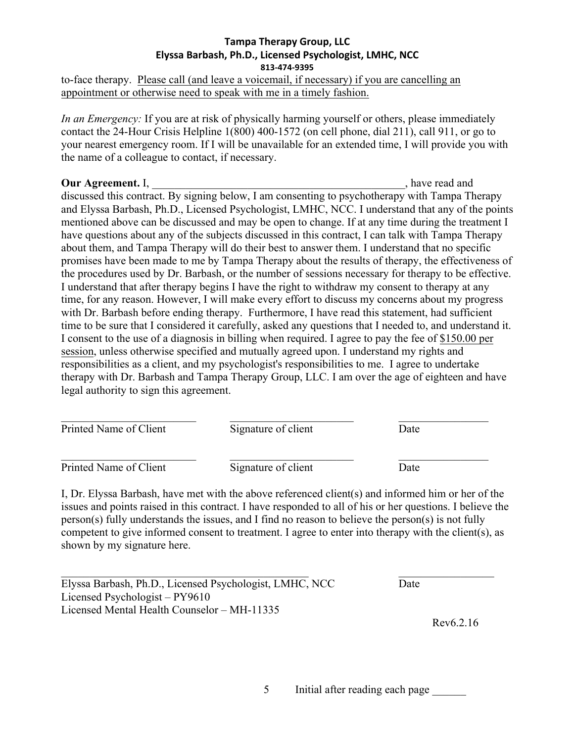to-face therapy. Please call (and leave a voicemail, if necessary) if you are cancelling an appointment or otherwise need to speak with me in a timely fashion.

*In an Emergency:* If you are at risk of physically harming yourself or others, please immediately contact the 24-Hour Crisis Helpline 1(800) 400-1572 (on cell phone, dial 211), call 911, or go to your nearest emergency room. If I will be unavailable for an extended time, I will provide you with the name of a colleague to contact, if necessary.

**Our Agreement.** I, _______________________________________________, have read and discussed this contract. By signing below, I am consenting to psychotherapy with Tampa Therapy and Elyssa Barbash, Ph.D., Licensed Psychologist, LMHC, NCC. I understand that any of the points mentioned above can be discussed and may be open to change. If at any time during the treatment I have questions about any of the subjects discussed in this contract, I can talk with Tampa Therapy about them, and Tampa Therapy will do their best to answer them. I understand that no specific promises have been made to me by Tampa Therapy about the results of therapy, the effectiveness of the procedures used by Dr. Barbash, or the number of sessions necessary for therapy to be effective. I understand that after therapy begins I have the right to withdraw my consent to therapy at any time, for any reason. However, I will make every effort to discuss my concerns about my progress with Dr. Barbash before ending therapy. Furthermore, I have read this statement, had sufficient time to be sure that I considered it carefully, asked any questions that I needed to, and understand it. I consent to the use of a diagnosis in billing when required. I agree to pay the fee of $150.00 per session, unless otherwise specified and mutually agreed upon. I understand my rights and responsibilities as a client, and my psychologist's responsibilities to me. I agree to undertake therapy with Dr. Barbash and Tampa Therapy Group, LLC. I am over the age of eighteen and have legal authority to sign this agreement.

| | | |
|---|---|---|
| _________________________ | _________________________ | ________________ |
| Printed Name of Client | Signature of client | Date |
| _________________________ | _________________________ | ________________ |
| Printed Name of Client | Signature of client | Date |

I, Dr. Elyssa Barbash, have met with the above referenced client(s) and informed him or her of the issues and points raised in this contract. I have responded to all of his or her questions. I believe the person(s) fully understands the issues, and I find no reason to believe the person(s) is not fully competent to give informed consent to treatment. I agree to enter into therapy with the client(s), as shown by my signature here.

_______________________________________________ ________________

Elyssa Barbash, Ph.D., Licensed Psychologist, LMHC, NCC Date
Licensed Psychologist – PY9610
Licensed Mental Health Counselor – MH-11335

Rev6.2.16

Initial after reading each page ______